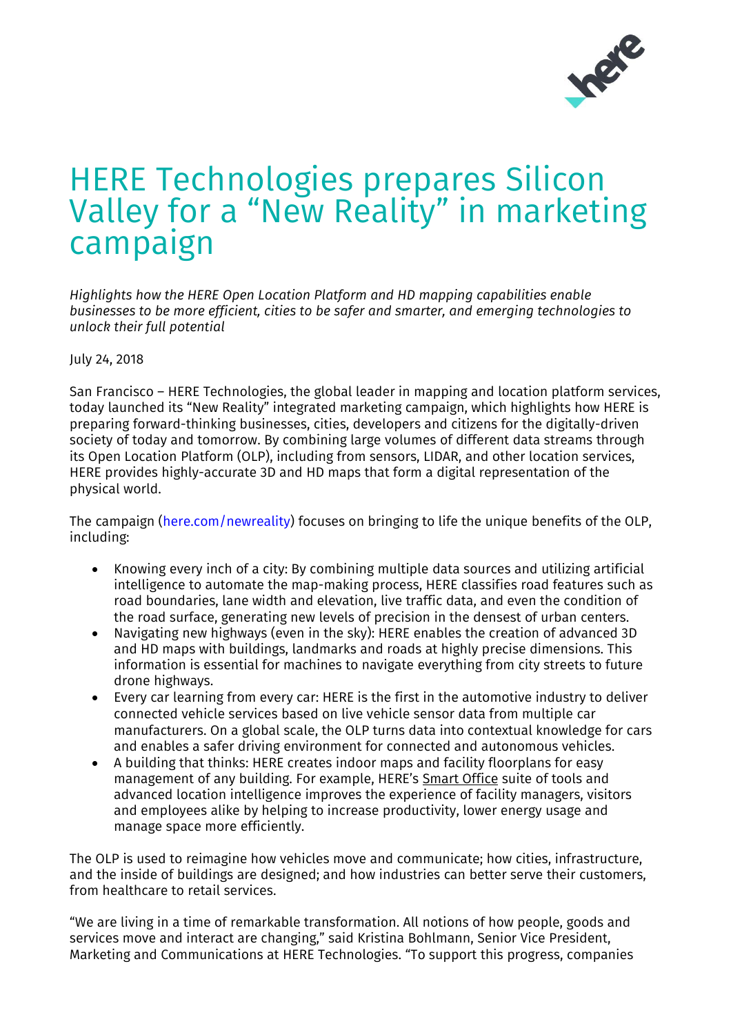# HERE Technologies prepares Silicon Valley for a "New Reality" in marketing campaign

*Highlights how the HERE Open Location Platform and HD mapping capabilities enable businesses to be more efficient, cities to be safer and smarter, and emerging technologies to unlock their full potential*

July 24, 2018

San Francisco – HERE Technologies, the global leader in mapping and location platform services, today launched its "New Reality" integrated marketing campaign, which highlights how HERE is preparing forward-thinking businesses, cities, developers and citizens for the digitally-driven society of today and tomorrow. By combining large volumes of different data streams through its Open Location Platform (OLP), including from sensors, LIDAR, and other location services, HERE provides highly-accurate 3D and HD maps that form a digital representation of the physical world.

The campaign (here.com/newreality) focuses on bringing to life the unique benefits of the OLP, including:

- Knowing every inch of a city: By combining multiple data sources and utilizing artificial intelligence to automate the map-making process, HERE classifies road features such as road boundaries, lane width and elevation, live traffic data, and even the condition of the road surface, generating new levels of precision in the densest of urban centers.
- Navigating new highways (even in the sky): HERE enables the creation of advanced 3D and HD maps with buildings, landmarks and roads at highly precise dimensions. This information is essential for machines to navigate everything from city streets to future drone highways.
- Every car learning from every car: HERE is the first in the automotive industry to deliver connected vehicle services based on live vehicle sensor data from multiple car manufacturers. On a global scale, the OLP turns data into contextual knowledge for cars and enables a safer driving environment for connected and autonomous vehicles.
- A building that thinks: HERE creates indoor maps and facility floorplans for easy management of any building. For example, HERE's Smart Office suite of tools and advanced location intelligence improves the experience of facility managers, visitors and employees alike by helping to increase productivity, lower energy usage and manage space more efficiently.

The OLP is used to reimagine how vehicles move and communicate; how cities, infrastructure, and the inside of buildings are designed; and how industries can better serve their customers, from healthcare to retail services.

"We are living in a time of remarkable transformation. All notions of how people, goods and services move and interact are changing," said Kristina Bohlmann, Senior Vice President, Marketing and Communications at HERE Technologies. "To support this progress, companies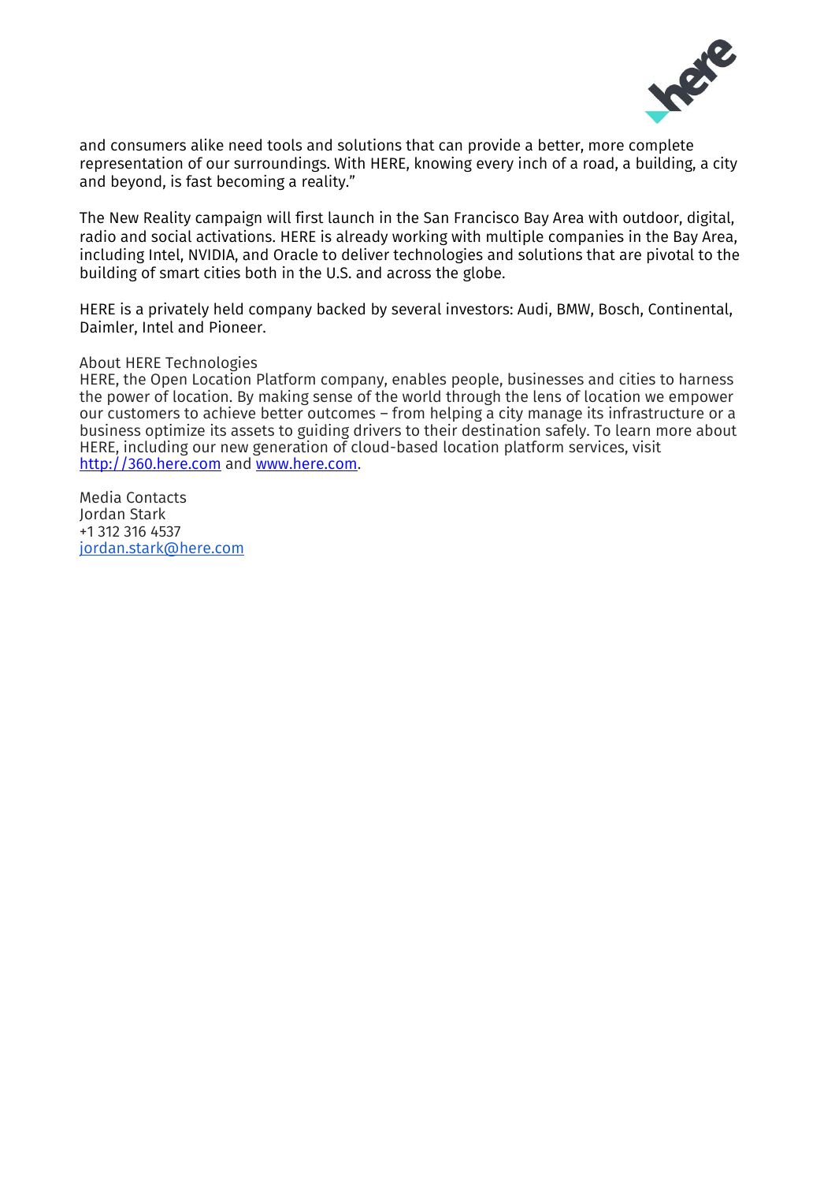and consumers alike need tools and solutions that can provide a better, more complete representation of our surroundings. With HERE, knowing every inch of a road, a building, a city and beyond, is fast becoming a reality."

The New Reality campaign will first launch in the San Francisco Bay Area with outdoor, digital, radio and social activations. HERE is already working with multiple companies in the Bay Area, including Intel, NVIDIA, and Oracle to deliver technologies and solutions that are pivotal to the building of smart cities both in the U.S. and across the globe.

HERE is a privately held company backed by several investors: Audi, BMW, Bosch, Continental, Daimler, Intel and Pioneer.

About HERE Technologies
HERE, the Open Location Platform company, enables people, businesses and cities to harness the power of location. By making sense of the world through the lens of location we empower our customers to achieve better outcomes – from helping a city manage its infrastructure or a business optimize its assets to guiding drivers to their destination safely. To learn more about HERE, including our new generation of cloud-based location platform services, visit http://360.here.com and www.here.com.

Media Contacts
Jordan Stark
+1 312 316 4537
jordan.stark@here.com